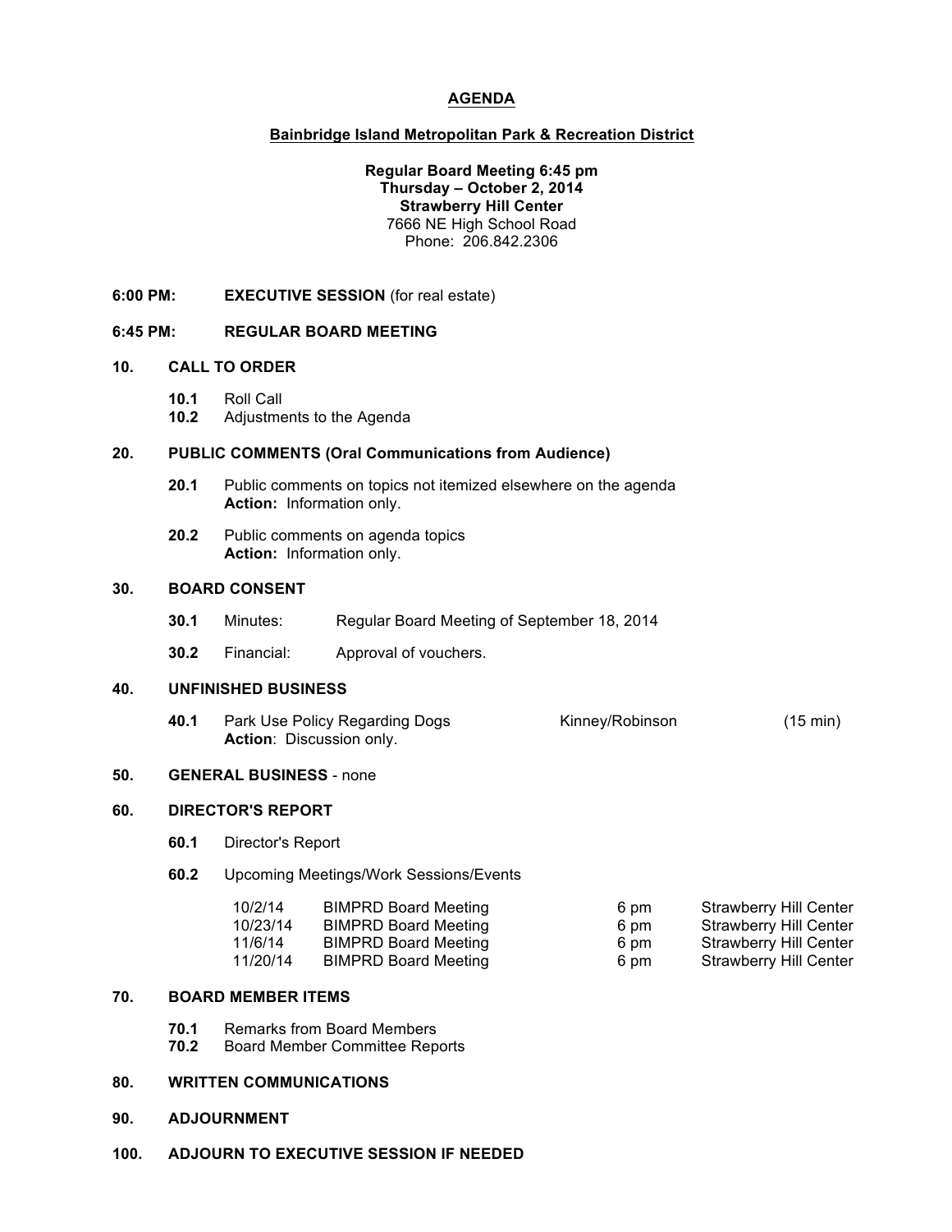# AGENDA

## Bainbridge Island Metropolitan Park & Recreation District

**Regular Board Meeting 6:45 pm**
**Thursday – October 2, 2014**
**Strawberry Hill Center**
7666 NE High School Road
Phone: 206.842.2306

**6:00 PM:** **EXECUTIVE SESSION** (for real estate)

**6:45 PM:** **REGULAR BOARD MEETING**

**10. CALL TO ORDER**

- **10.1** Roll Call
- **10.2** Adjustments to the Agenda

**20. PUBLIC COMMENTS (Oral Communications from Audience)**

- **20.1** Public comments on topics not itemized elsewhere on the agenda
  **Action:** Information only.
- **20.2** Public comments on agenda topics
  **Action:** Information only.

**30. BOARD CONSENT**

- **30.1** Minutes: Regular Board Meeting of September 18, 2014
- **30.2** Financial: Approval of vouchers.

**40. UNFINISHED BUSINESS**

- **40.1** Park Use Policy Regarding Dogs — Kinney/Robinson — (15 min)
  **Action**: Discussion only.

**50. GENERAL BUSINESS** - none

**60. DIRECTOR'S REPORT**

- **60.1** Director's Report
- **60.2** Upcoming Meetings/Work Sessions/Events

| | | | |
|---|---|---|---|
| 10/2/14 | BIMPRD Board Meeting | 6 pm | Strawberry Hill Center |
| 10/23/14 | BIMPRD Board Meeting | 6 pm | Strawberry Hill Center |
| 11/6/14 | BIMPRD Board Meeting | 6 pm | Strawberry Hill Center |
| 11/20/14 | BIMPRD Board Meeting | 6 pm | Strawberry Hill Center |

**70. BOARD MEMBER ITEMS**

- **70.1** Remarks from Board Members
- **70.2** Board Member Committee Reports

**80. WRITTEN COMMUNICATIONS**

**90. ADJOURNMENT**

**100. ADJOURN TO EXECUTIVE SESSION IF NEEDED**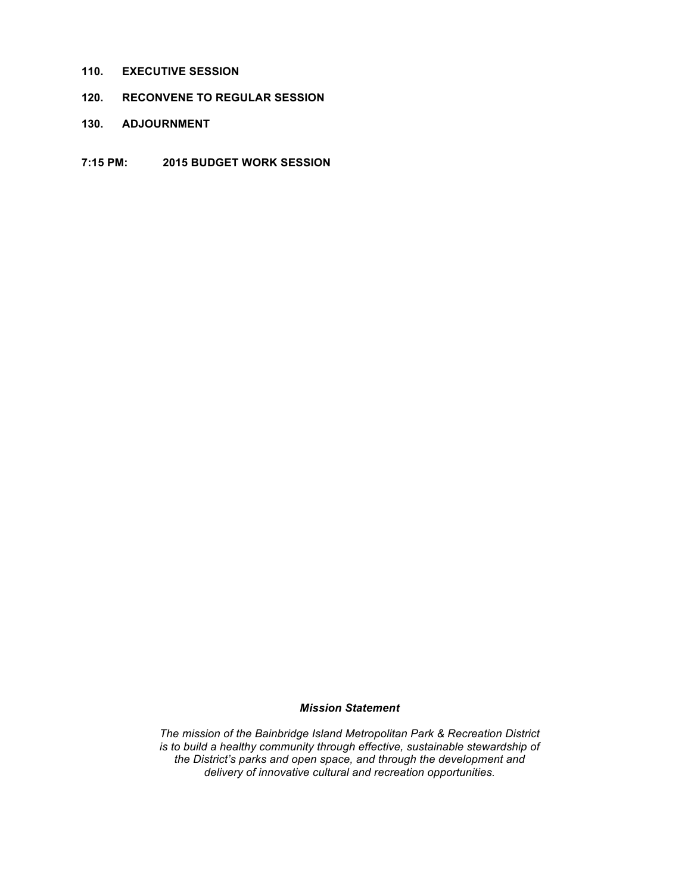**110. EXECUTIVE SESSION**

**120. RECONVENE TO REGULAR SESSION**

**130. ADJOURNMENT**

**7:15 PM: 2015 BUDGET WORK SESSION**

***Mission Statement***

*The mission of the Bainbridge Island Metropolitan Park & Recreation District is to build a healthy community through effective, sustainable stewardship of the District's parks and open space, and through the development and delivery of innovative cultural and recreation opportunities.*